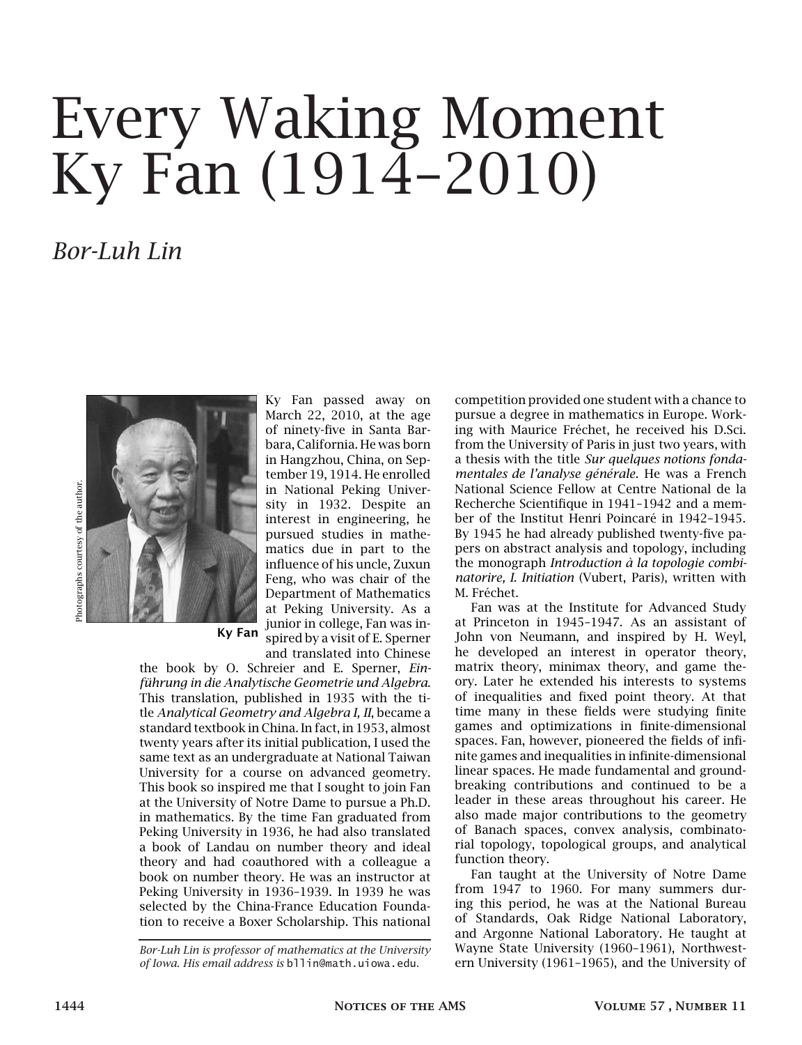# Every Waking Moment Ky Fan (1914–2010)

*Bor-Luh Lin*

Photographs courtesy of the author.

Ky Fan

Ky Fan passed away on March 22, 2010, at the age of ninety-five in Santa Barbara, California. He was born in Hangzhou, China, on September 19, 1914. He enrolled in National Peking University in 1932. Despite an interest in engineering, he pursued studies in mathematics due in part to the influence of his uncle, Zuxun Feng, who was chair of the Department of Mathematics at Peking University. As a junior in college, Fan was inspired by a visit of E. Sperner and translated into Chinese the book by O. Schreier and E. Sperner, *Einführung in die Analytische Geometrie und Algebra*. This translation, published in 1935 with the title *Analytical Geometry and Algebra I, II*, became a standard textbook in China. In fact, in 1953, almost twenty years after its initial publication, I used the same text as an undergraduate at National Taiwan University for a course on advanced geometry. This book so inspired me that I sought to join Fan at the University of Notre Dame to pursue a Ph.D. in mathematics. By the time Fan graduated from Peking University in 1936, he had also translated a book of Landau on number theory and ideal theory and had coauthored with a colleague a book on number theory. He was an instructor at Peking University in 1936–1939. In 1939 he was selected by the China-France Education Foundation to receive a Boxer Scholarship. This national competition provided one student with a chance to pursue a degree in mathematics in Europe. Working with Maurice Fréchet, he received his D.Sci. from the University of Paris in just two years, with a thesis with the title *Sur quelques notions fondamentales de l'analyse générale*. He was a French National Science Fellow at Centre National de la Recherche Scientifique in 1941–1942 and a member of the Institut Henri Poincaré in 1942–1945. By 1945 he had already published twenty-five papers on abstract analysis and topology, including the monograph *Introduction à la topologie combinatorire, I. Initiation* (Vubert, Paris), written with M. Fréchet.

Fan was at the Institute for Advanced Study at Princeton in 1945–1947. As an assistant of John von Neumann, and inspired by H. Weyl, he developed an interest in operator theory, matrix theory, minimax theory, and game theory. Later he extended his interests to systems of inequalities and fixed point theory. At that time many in these fields were studying finite games and optimizations in finite-dimensional spaces. Fan, however, pioneered the fields of infinite games and inequalities in infinite-dimensional linear spaces. He made fundamental and groundbreaking contributions and continued to be a leader in these areas throughout his career. He also made major contributions to the geometry of Banach spaces, convex analysis, combinatorial topology, topological groups, and analytical function theory.

Fan taught at the University of Notre Dame from 1947 to 1960. For many summers during this period, he was at the National Bureau of Standards, Oak Ridge National Laboratory, and Argonne National Laboratory. He taught at Wayne State University (1960–1961), Northwestern University (1961–1965), and the University of

*Bor-Luh Lin is professor of mathematics at the University of Iowa. His email address is* bllin@math.uiowa.edu*.*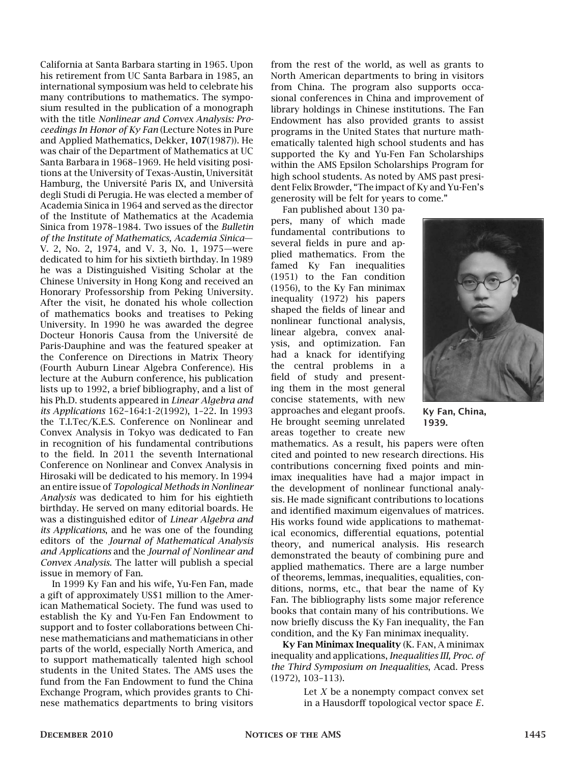California at Santa Barbara starting in 1965. Upon his retirement from UC Santa Barbara in 1985, an international symposium was held to celebrate his many contributions to mathematics. The symposium resulted in the publication of a monograph with the title *Nonlinear and Convex Analysis: Proceedings In Honor of Ky Fan* (Lecture Notes in Pure and Applied Mathematics, Dekker, **107**(1987)). He was chair of the Department of Mathematics at UC Santa Barbara in 1968–1969. He held visiting positions at the University of Texas-Austin, Universität Hamburg, the Université Paris IX, and Università degli Studi di Perugia. He was elected a member of Academia Sinica in 1964 and served as the director of the Institute of Mathematics at the Academia Sinica from 1978–1984. Two issues of the *Bulletin of the Institute of Mathematics, Academia Sinica*—V. 2, No. 2, 1974, and V. 3, No. 1, 1975—were dedicated to him for his sixtieth birthday. In 1989 he was a Distinguished Visiting Scholar at the Chinese University in Hong Kong and received an Honorary Professorship from Peking University. After the visit, he donated his whole collection of mathematics books and treatises to Peking University. In 1990 he was awarded the degree Docteur Honoris Causa from the Université de Paris-Dauphine and was the featured speaker at the Conference on Directions in Matrix Theory (Fourth Auburn Linear Algebra Conference). His lecture at the Auburn conference, his publication lists up to 1992, a brief bibliography, and a list of his Ph.D. students appeared in *Linear Algebra and its Applications* 162–164:1-2(1992), 1–22. In 1993 the T.I.Tec/K.E.S. Conference on Nonlinear and Convex Analysis in Tokyo was dedicated to Fan in recognition of his fundamental contributions to the field. In 2011 the seventh International Conference on Nonlinear and Convex Analysis in Hirosaki will be dedicated to his memory. In 1994 an entire issue of *Topological Methods in Nonlinear Analysis* was dedicated to him for his eightieth birthday. He served on many editorial boards. He was a distinguished editor of *Linear Algebra and its Applications*, and he was one of the founding editors of the *Journal of Mathematical Analysis and Applications* and the *Journal of Nonlinear and Convex Analysis*. The latter will publish a special issue in memory of Fan.

In 1999 Ky Fan and his wife, Yu-Fen Fan, made a gift of approximately US$1 million to the American Mathematical Society. The fund was used to establish the Ky and Yu-Fen Fan Endowment to support and to foster collaborations between Chinese mathematicians and mathematicians in other parts of the world, especially North America, and to support mathematically talented high school students in the United States. The AMS uses the fund from the Fan Endowment to fund the China Exchange Program, which provides grants to Chinese mathematics departments to bring visitors from the rest of the world, as well as grants to North American departments to bring in visitors from China. The program also supports occasional conferences in China and improvement of library holdings in Chinese institutions. The Fan Endowment has also provided grants to assist programs in the United States that nurture mathematically talented high school students and has supported the Ky and Yu-Fen Fan Scholarships within the AMS Epsilon Scholarships Program for high school students. As noted by AMS past president Felix Browder, "The impact of Ky and Yu-Fen's generosity will be felt for years to come."

Fan published about 130 papers, many of which made fundamental contributions to several fields in pure and applied mathematics. From the famed Ky Fan inequalities (1951) to the Fan condition (1956), to the Ky Fan minimax inequality (1972) his papers shaped the fields of linear and nonlinear functional analysis, linear algebra, convex analysis, and optimization. Fan had a knack for identifying the central problems in a field of study and presenting them in the most general concise statements, with new approaches and elegant proofs. He brought seeming unrelated areas together to create new mathematics. As a result, his papers were often cited and pointed to new research directions. His contributions concerning fixed points and minimax inequalities have had a major impact in the development of nonlinear functional analysis. He made significant contributions to locations and identified maximum eigenvalues of matrices. His works found wide applications to mathematical economics, differential equations, potential theory, and numerical analysis. His research demonstrated the beauty of combining pure and applied mathematics. There are a large number of theorems, lemmas, inequalities, equalities, conditions, norms, etc., that bear the name of Ky Fan. The bibliography lists some major reference books that contain many of his contributions. We now briefly discuss the Ky Fan inequality, the Fan condition, and the Ky Fan minimax inequality.

**Ky Fan, China, 1939.**

**Ky Fan Minimax Inequality** (K. Fan, A minimax inequality and applications, *Inequalities III, Proc. of the Third Symposium on Inequalities*, Acad. Press (1972), 103–113).

> Let $X$ be a nonempty compact convex set in a Hausdorff topological vector space $E$.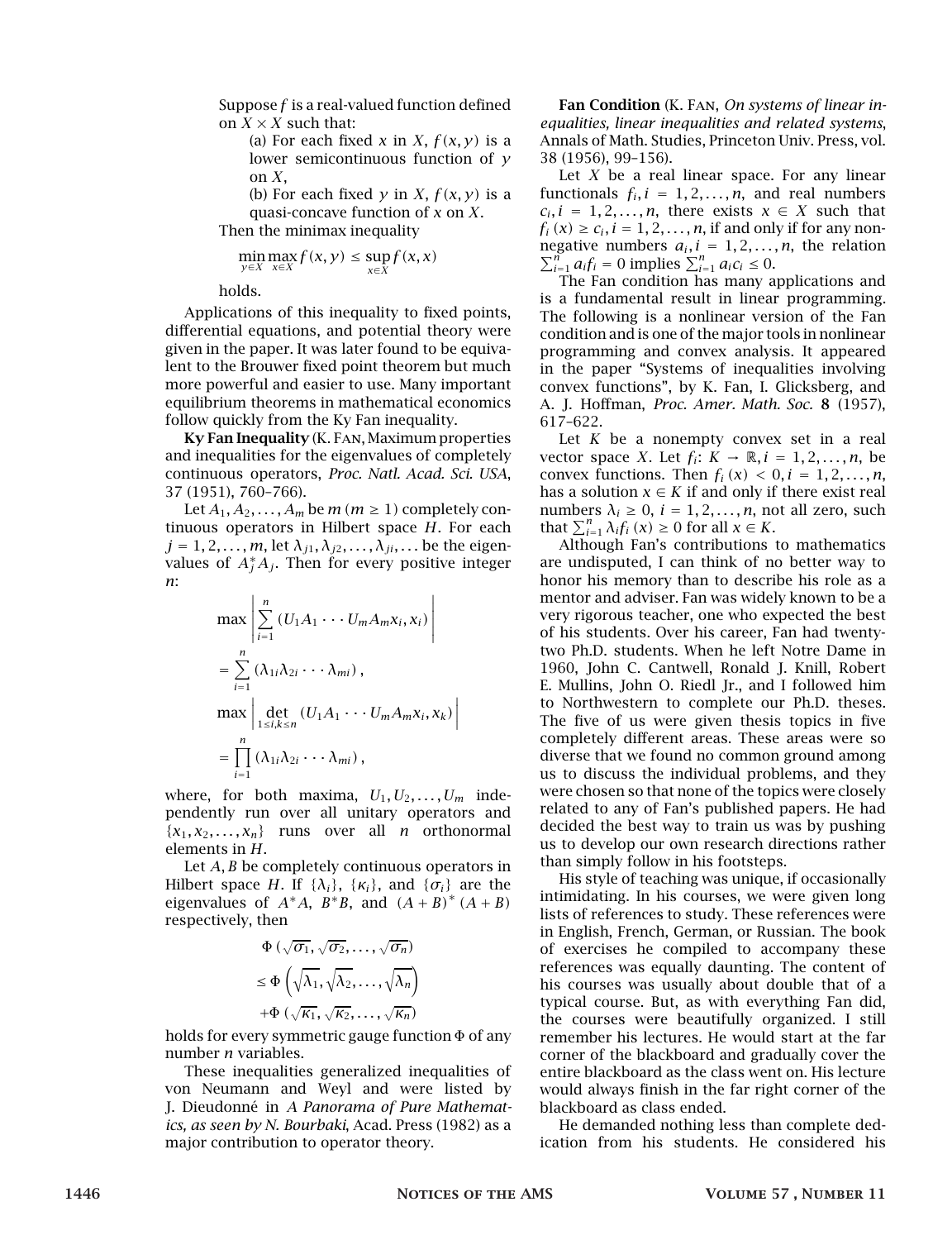Suppose $f$ is a real-valued function defined on $X \times X$ such that:

(a) For each fixed $x$ in $X$, $f(x, y)$ is a lower semicontinuous function of $y$ on $X$,

(b) For each fixed $y$ in $X$, $f(x, y)$ is a quasi-concave function of $x$ on $X$.

Then the minimax inequality

$$\min_{y \in X} \max_{x \in X} f(x, y) \leq \sup_{x \in X} f(x, x)$$

holds.

Applications of this inequality to fixed points, differential equations, and potential theory were given in the paper. It was later found to be equivalent to the Brouwer fixed point theorem but much more powerful and easier to use. Many important equilibrium theorems in mathematical economics follow quickly from the Ky Fan inequality.

**Ky Fan Inequality** (K. Fan, Maximum properties and inequalities for the eigenvalues of completely continuous operators, *Proc. Natl. Acad. Sci. USA*, 37 (1951), 760–766).

Let $A_1, A_2, \ldots, A_m$ be $m$ $(m \geq 1)$ completely continuous operators in Hilbert space $H$. For each $j = 1, 2, \ldots, m$, let $\lambda_{j1}, \lambda_{j2}, \ldots, \lambda_{ji}, \ldots$ be the eigenvalues of $A_j^* A_j$. Then for every positive integer $n$:

$$\max \left| \sum_{i=1}^{n} (U_1 A_1 \cdots U_m A_m x_i, x_i) \right| = \sum_{i=1}^{n} (\lambda_{1i} \lambda_{2i} \cdots \lambda_{mi}),$$

$$\max \left| \det_{1 \leq i,k \leq n} (U_1 A_1 \cdots U_m A_m x_i, x_k) \right| = \prod_{i=1}^{n} (\lambda_{1i} \lambda_{2i} \cdots \lambda_{mi}),$$

where, for both maxima, $U_1, U_2, \ldots, U_m$ independently run over all unitary operators and $\{x_1, x_2, \ldots, x_n\}$ runs over all $n$ orthonormal elements in $H$.

Let $A, B$ be completely continuous operators in Hilbert space $H$. If $\{\lambda_i\}$, $\{\kappa_i\}$, and $\{\sigma_i\}$ are the eigenvalues of $A^*A$, $B^*B$, and $(A+B)^*(A+B)$ respectively, then

$$\Phi(\sqrt{\sigma_1}, \sqrt{\sigma_2}, \ldots, \sqrt{\sigma_n}) \leq \Phi\left(\sqrt{\lambda_1}, \sqrt{\lambda_2}, \ldots, \sqrt{\lambda_n}\right) + \Phi(\sqrt{\kappa_1}, \sqrt{\kappa_2}, \ldots, \sqrt{\kappa_n})$$

holds for every symmetric gauge function $\Phi$ of any number $n$ variables.

These inequalities generalized inequalities of von Neumann and Weyl and were listed by J. Dieudonné in *A Panorama of Pure Mathematics, as seen by N. Bourbaki*, Acad. Press (1982) as a major contribution to operator theory.

**Fan Condition** (K. Fan, *On systems of linear inequalities, linear inequalities and related systems*, Annals of Math. Studies, Princeton Univ. Press, vol. 38 (1956), 99–156).

Let $X$ be a real linear space. For any linear functionals $f_i, i = 1, 2, \ldots, n$, and real numbers $c_i, i = 1, 2, \ldots, n$, there exists $x \in X$ such that $f_i(x) \geq c_i, i = 1, 2, \ldots, n$, if and only if for any nonnegative numbers $a_i, i = 1, 2, \ldots, n$, the relation $\sum_{i=1}^{n} a_i f_i = 0$ implies $\sum_{i=1}^{n} a_i c_i \leq 0$.

The Fan condition has many applications and is a fundamental result in linear programming. The following is a nonlinear version of the Fan condition and is one of the major tools in nonlinear programming and convex analysis. It appeared in the paper "Systems of inequalities involving convex functions", by K. Fan, I. Glicksberg, and A. J. Hoffman, *Proc. Amer. Math. Soc.* **8** (1957), 617–622.

Let $K$ be a nonempty convex set in a real vector space $X$. Let $f_i \colon K \to \mathbb{R}, i = 1, 2, \ldots, n$, be convex functions. Then $f_i(x) < 0, i = 1, 2, \ldots, n$, has a solution $x \in K$ if and only if there exist real numbers $\lambda_i \geq 0$, $i = 1, 2, \ldots, n$, not all zero, such that $\sum_{i=1}^{n} \lambda_i f_i(x) \geq 0$ for all $x \in K$.

Although Fan's contributions to mathematics are undisputed, I can think of no better way to honor his memory than to describe his role as a mentor and adviser. Fan was widely known to be a very rigorous teacher, one who expected the best of his students. Over his career, Fan had twenty-two Ph.D. students. When he left Notre Dame in 1960, John C. Cantwell, Ronald J. Knill, Robert E. Mullins, John O. Riedl Jr., and I followed him to Northwestern to complete our Ph.D. theses. The five of us were given thesis topics in five completely different areas. These areas were so diverse that we found no common ground among us to discuss the individual problems, and they were chosen so that none of the topics were closely related to any of Fan's published papers. He had decided the best way to train us was by pushing us to develop our own research directions rather than simply follow in his footsteps.

His style of teaching was unique, if occasionally intimidating. In his courses, we were given long lists of references to study. These references were in English, French, German, or Russian. The book of exercises he compiled to accompany these references was equally daunting. The content of his courses was usually about double that of a typical course. But, as with everything Fan did, the courses were beautifully organized. I still remember his lectures. He would start at the far corner of the blackboard and gradually cover the entire blackboard as the class went on. His lecture would always finish in the far right corner of the blackboard as class ended.

He demanded nothing less than complete dedication from his students. He considered his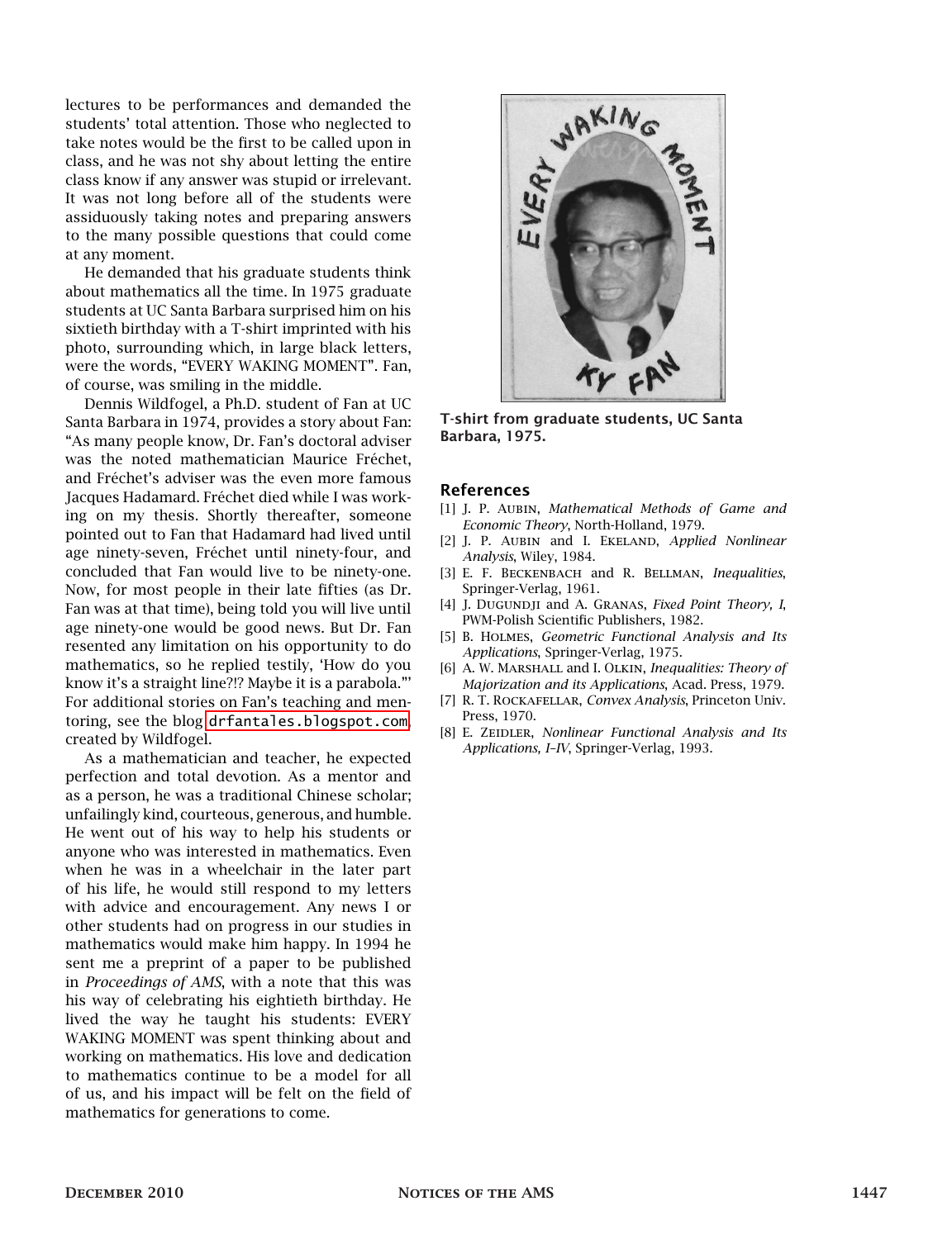lectures to be performances and demanded the students' total attention. Those who neglected to take notes would be the first to be called upon in class, and he was not shy about letting the entire class know if any answer was stupid or irrelevant. It was not long before all of the students were assiduously taking notes and preparing answers to the many possible questions that could come at any moment.

He demanded that his graduate students think about mathematics all the time. In 1975 graduate students at UC Santa Barbara surprised him on his sixtieth birthday with a T-shirt imprinted with his photo, surrounding which, in large black letters, were the words, "EVERY WAKING MOMENT". Fan, of course, was smiling in the middle.

Dennis Wildfogel, a Ph.D. student of Fan at UC Santa Barbara in 1974, provides a story about Fan: "As many people know, Dr. Fan's doctoral adviser was the noted mathematician Maurice Fréchet, and Fréchet's adviser was the even more famous Jacques Hadamard. Fréchet died while I was working on my thesis. Shortly thereafter, someone pointed out to Fan that Hadamard had lived until age ninety-seven, Fréchet until ninety-four, and concluded that Fan would live to be ninety-one. Now, for most people in their late fifties (as Dr. Fan was at that time), being told you will live until age ninety-one would be good news. But Dr. Fan resented any limitation on his opportunity to do mathematics, so he replied testily, 'How do you know it's a straight line?!? Maybe it is a parabola.'" For additional stories on Fan's teaching and mentoring, see the blog drfantales.blogspot.com, created by Wildfogel.

As a mathematician and teacher, he expected perfection and total devotion. As a mentor and as a person, he was a traditional Chinese scholar; unfailingly kind, courteous, generous, and humble. He went out of his way to help his students or anyone who was interested in mathematics. Even when he was in a wheelchair in the later part of his life, he would still respond to my letters with advice and encouragement. Any news I or other students had on progress in our studies in mathematics would make him happy. In 1994 he sent me a preprint of a paper to be published in *Proceedings of AMS*, with a note that this was his way of celebrating his eightieth birthday. He lived the way he taught his students: EVERY WAKING MOMENT was spent thinking about and working on mathematics. His love and dedication to mathematics continue to be a model for all of us, and his impact will be felt on the field of mathematics for generations to come.

**T-shirt from graduate students, UC Santa Barbara, 1975.**

## References

[1] J. P. Aubin, *Mathematical Methods of Game and Economic Theory*, North-Holland, 1979.

[2] J. P. Aubin and I. Ekeland, *Applied Nonlinear Analysis*, Wiley, 1984.

[3] E. F. Beckenbach and R. Bellman, *Inequalities*, Springer-Verlag, 1961.

[4] J. Dugundji and A. Granas, *Fixed Point Theory, I*, PWM-Polish Scientific Publishers, 1982.

[5] B. Holmes, *Geometric Functional Analysis and Its Applications*, Springer-Verlag, 1975.

[6] A. W. Marshall and I. Olkin, *Inequalities: Theory of Majorization and its Applications*, Acad. Press, 1979.

[7] R. T. Rockafellar, *Convex Analysis*, Princeton Univ. Press, 1970.

[8] E. Zeidler, *Nonlinear Functional Analysis and Its Applications, I–IV*, Springer-Verlag, 1993.